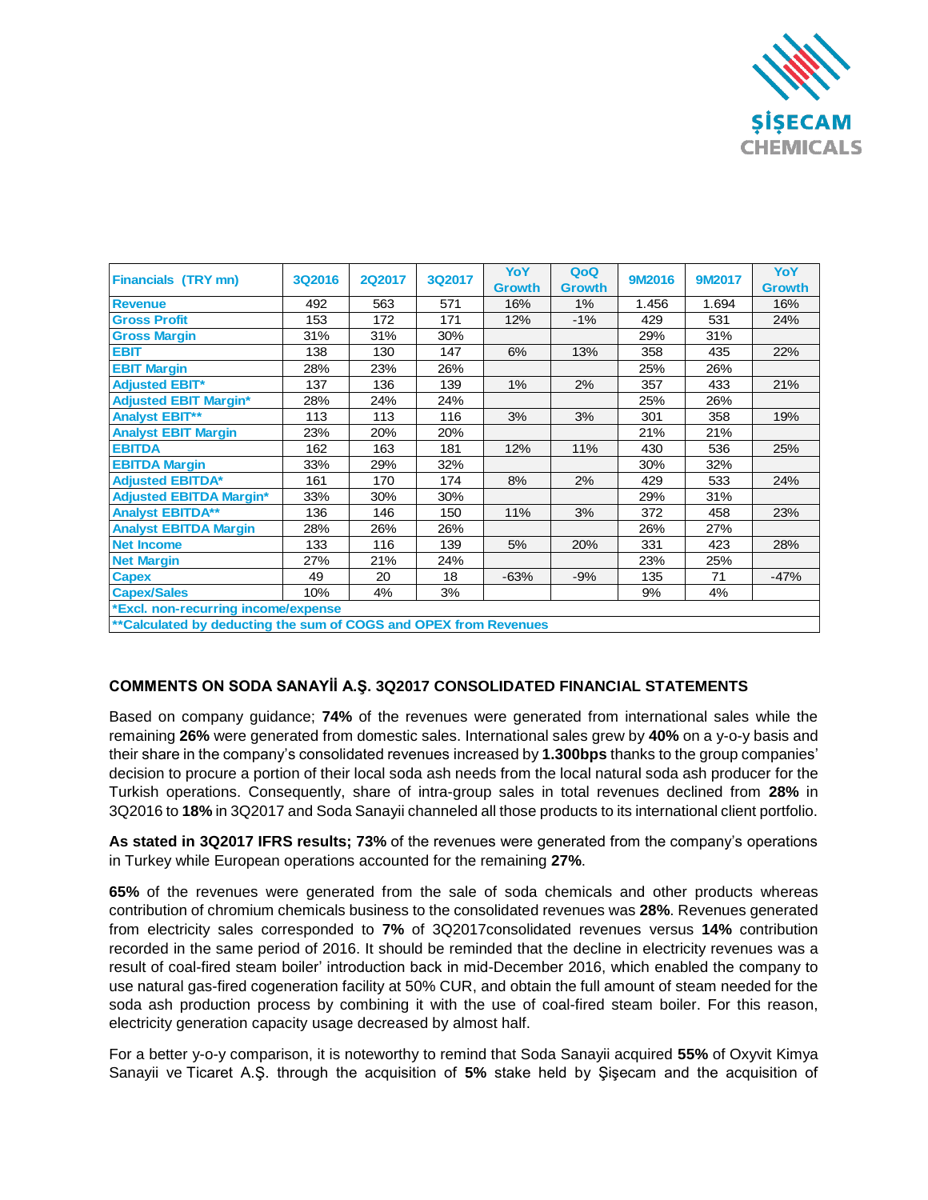ŞİŞECAM CHEMICALS

| Financials (TRY mn) | 3Q2016 | 2Q2017 | 3Q2017 | YoY Growth | QoQ Growth | 9M2016 | 9M2017 | YoY Growth |
|---|---|---|---|---|---|---|---|---|
| Revenue | 492 | 563 | 571 | 16% | 1% | 1.456 | 1.694 | 16% |
| Gross Profit | 153 | 172 | 171 | 12% | -1% | 429 | 531 | 24% |
| Gross Margin | 31% | 31% | 30% | | | 29% | 31% | |
| EBIT | 138 | 130 | 147 | 6% | 13% | 358 | 435 | 22% |
| EBIT Margin | 28% | 23% | 26% | | | 25% | 26% | |
| Adjusted EBIT* | 137 | 136 | 139 | 1% | 2% | 357 | 433 | 21% |
| Adjusted EBIT Margin* | 28% | 24% | 24% | | | 25% | 26% | |
| Analyst EBIT** | 113 | 113 | 116 | 3% | 3% | 301 | 358 | 19% |
| Analyst EBIT Margin | 23% | 20% | 20% | | | 21% | 21% | |
| EBITDA | 162 | 163 | 181 | 12% | 11% | 430 | 536 | 25% |
| EBITDA Margin | 33% | 29% | 32% | | | 30% | 32% | |
| Adjusted EBITDA* | 161 | 170 | 174 | 8% | 2% | 429 | 533 | 24% |
| Adjusted EBITDA Margin* | 33% | 30% | 30% | | | 29% | 31% | |
| Analyst EBITDA** | 136 | 146 | 150 | 11% | 3% | 372 | 458 | 23% |
| Analyst EBITDA Margin | 28% | 26% | 26% | | | 26% | 27% | |
| Net Income | 133 | 116 | 139 | 5% | 20% | 331 | 423 | 28% |
| Net Margin | 27% | 21% | 24% | | | 23% | 25% | |
| Capex | 49 | 20 | 18 | -63% | -9% | 135 | 71 | -47% |
| Capex/Sales | 10% | 4% | 3% | | | 9% | 4% | |
| *Excl. non-recurring income/expense | | | | | | | | |
| **Calculated by deducting the sum of COGS and OPEX from Revenues | | | | | | | | |

## COMMENTS ON SODA SANAYİİ A.Ş. 3Q2017 CONSOLIDATED FINANCIAL STATEMENTS

Based on company guidance; **74%** of the revenues were generated from international sales while the remaining **26%** were generated from domestic sales. International sales grew by **40%** on a y-o-y basis and their share in the company's consolidated revenues increased by **1.300bps** thanks to the group companies' decision to procure a portion of their local soda ash needs from the local natural soda ash producer for the Turkish operations. Consequently, share of intra-group sales in total revenues declined from **28%** in 3Q2016 to **18%** in 3Q2017 and Soda Sanayii channeled all those products to its international client portfolio.

**As stated in 3Q2017 IFRS results; 73%** of the revenues were generated from the company's operations in Turkey while European operations accounted for the remaining **27%**.

**65%** of the revenues were generated from the sale of soda chemicals and other products whereas contribution of chromium chemicals business to the consolidated revenues was **28%**. Revenues generated from electricity sales corresponded to **7%** of 3Q2017consolidated revenues versus **14%** contribution recorded in the same period of 2016. It should be reminded that the decline in electricity revenues was a result of coal-fired steam boiler' introduction back in mid-December 2016, which enabled the company to use natural gas-fired cogeneration facility at 50% CUR, and obtain the full amount of steam needed for the soda ash production process by combining it with the use of coal-fired steam boiler. For this reason, electricity generation capacity usage decreased by almost half.

For a better y-o-y comparison, it is noteworthy to remind that Soda Sanayii acquired **55%** of Oxyvit Kimya Sanayii ve Ticaret A.Ş. through the acquisition of **5%** stake held by Şişecam and the acquisition of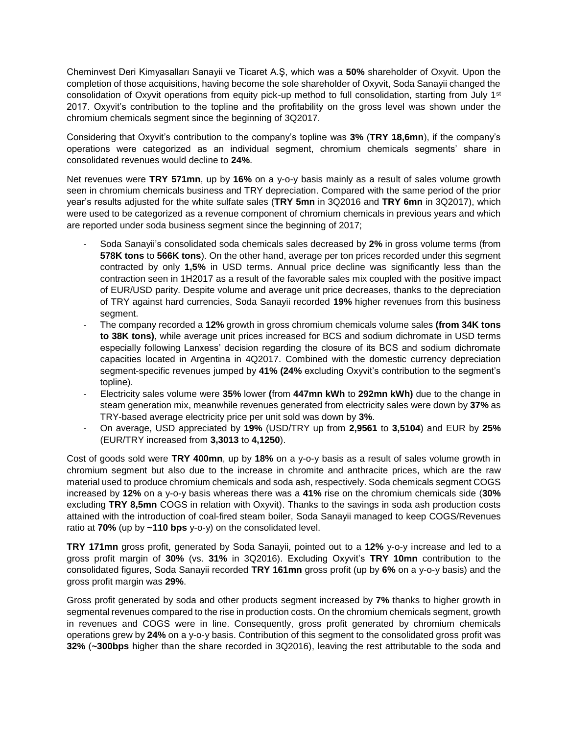Cheminvest Deri Kimyasalları Sanayii ve Ticaret A.Ş, which was a **50%** shareholder of Oxyvit. Upon the completion of those acquisitions, having become the sole shareholder of Oxyvit, Soda Sanayii changed the consolidation of Oxyvit operations from equity pick-up method to full consolidation, starting from July 1st 2017. Oxyvit's contribution to the topline and the profitability on the gross level was shown under the chromium chemicals segment since the beginning of 3Q2017.

Considering that Oxyvit's contribution to the company's topline was **3%** (**TRY 18,6mn**), if the company's operations were categorized as an individual segment, chromium chemicals segments' share in consolidated revenues would decline to **24%**.

Net revenues were **TRY 571mn**, up by **16%** on a y-o-y basis mainly as a result of sales volume growth seen in chromium chemicals business and TRY depreciation. Compared with the same period of the prior year's results adjusted for the white sulfate sales (**TRY 5mn** in 3Q2016 and **TRY 6mn** in 3Q2017), which were used to be categorized as a revenue component of chromium chemicals in previous years and which are reported under soda business segment since the beginning of 2017;

- Soda Sanayii's consolidated soda chemicals sales decreased by **2%** in gross volume terms (from **578K tons** to **566K tons**). On the other hand, average per ton prices recorded under this segment contracted by only **1,5%** in USD terms. Annual price decline was significantly less than the contraction seen in 1H2017 as a result of the favorable sales mix coupled with the positive impact of EUR/USD parity. Despite volume and average unit price decreases, thanks to the depreciation of TRY against hard currencies, Soda Sanayii recorded **19%** higher revenues from this business segment.
- The company recorded a **12%** growth in gross chromium chemicals volume sales **(from 34K tons to 38K tons)**, while average unit prices increased for BCS and sodium dichromate in USD terms especially following Lanxess' decision regarding the closure of its BCS and sodium dichromate capacities located in Argentina in 4Q2017. Combined with the domestic currency depreciation segment-specific revenues jumped by **41% (24%** excluding Oxyvit's contribution to the segment's topline).
- Electricity sales volume were **35%** lower **(**from **447mn kWh** to **292mn kWh)** due to the change in steam generation mix, meanwhile revenues generated from electricity sales were down by **37%** as TRY-based average electricity price per unit sold was down by **3%**.
- On average, USD appreciated by **19%** (USD/TRY up from **2,9561** to **3,5104**) and EUR by **25%** (EUR/TRY increased from **3,3013** to **4,1250**).

Cost of goods sold were **TRY 400mn**, up by **18%** on a y-o-y basis as a result of sales volume growth in chromium segment but also due to the increase in chromite and anthracite prices, which are the raw material used to produce chromium chemicals and soda ash, respectively. Soda chemicals segment COGS increased by **12%** on a y-o-y basis whereas there was a **41%** rise on the chromium chemicals side (**30%** excluding **TRY 8,5mn** COGS in relation with Oxyvit). Thanks to the savings in soda ash production costs attained with the introduction of coal-fired steam boiler, Soda Sanayii managed to keep COGS/Revenues ratio at **70%** (up by **~110 bps** y-o-y) on the consolidated level.

**TRY 171mn** gross profit, generated by Soda Sanayii, pointed out to a **12%** y-o-y increase and led to a gross profit margin of **30%** (vs. **31%** in 3Q2016). Excluding Oxyvit's **TRY 10mn** contribution to the consolidated figures, Soda Sanayii recorded **TRY 161mn** gross profit (up by **6%** on a y-o-y basis) and the gross profit margin was **29%**.

Gross profit generated by soda and other products segment increased by **7%** thanks to higher growth in segmental revenues compared to the rise in production costs. On the chromium chemicals segment, growth in revenues and COGS were in line. Consequently, gross profit generated by chromium chemicals operations grew by **24%** on a y-o-y basis. Contribution of this segment to the consolidated gross profit was **32%** (**~300bps** higher than the share recorded in 3Q2016), leaving the rest attributable to the soda and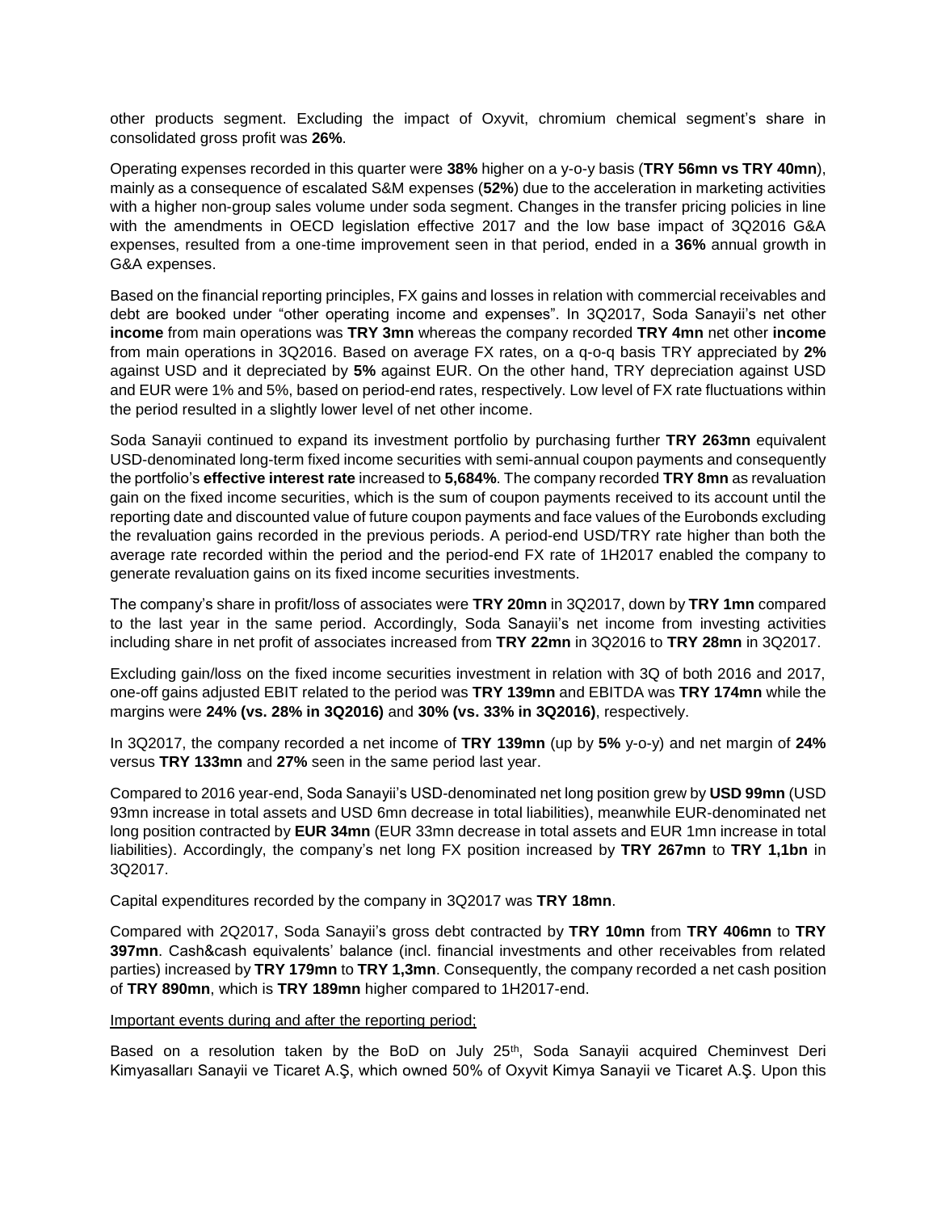other products segment. Excluding the impact of Oxyvit, chromium chemical segment's share in consolidated gross profit was **26%**.

Operating expenses recorded in this quarter were **38%** higher on a y-o-y basis (**TRY 56mn vs TRY 40mn**), mainly as a consequence of escalated S&M expenses (**52%**) due to the acceleration in marketing activities with a higher non-group sales volume under soda segment. Changes in the transfer pricing policies in line with the amendments in OECD legislation effective 2017 and the low base impact of 3Q2016 G&A expenses, resulted from a one-time improvement seen in that period, ended in a **36%** annual growth in G&A expenses.

Based on the financial reporting principles, FX gains and losses in relation with commercial receivables and debt are booked under "other operating income and expenses". In 3Q2017, Soda Sanayii's net other **income** from main operations was **TRY 3mn** whereas the company recorded **TRY 4mn** net other **income** from main operations in 3Q2016. Based on average FX rates, on a q-o-q basis TRY appreciated by **2%** against USD and it depreciated by **5%** against EUR. On the other hand, TRY depreciation against USD and EUR were 1% and 5%, based on period-end rates, respectively. Low level of FX rate fluctuations within the period resulted in a slightly lower level of net other income.

Soda Sanayii continued to expand its investment portfolio by purchasing further **TRY 263mn** equivalent USD-denominated long-term fixed income securities with semi-annual coupon payments and consequently the portfolio's **effective interest rate** increased to **5,684%**. The company recorded **TRY 8mn** as revaluation gain on the fixed income securities, which is the sum of coupon payments received to its account until the reporting date and discounted value of future coupon payments and face values of the Eurobonds excluding the revaluation gains recorded in the previous periods. A period-end USD/TRY rate higher than both the average rate recorded within the period and the period-end FX rate of 1H2017 enabled the company to generate revaluation gains on its fixed income securities investments.

The company's share in profit/loss of associates were **TRY 20mn** in 3Q2017, down by **TRY 1mn** compared to the last year in the same period. Accordingly, Soda Sanayii's net income from investing activities including share in net profit of associates increased from **TRY 22mn** in 3Q2016 to **TRY 28mn** in 3Q2017.

Excluding gain/loss on the fixed income securities investment in relation with 3Q of both 2016 and 2017, one-off gains adjusted EBIT related to the period was **TRY 139mn** and EBITDA was **TRY 174mn** while the margins were **24% (vs. 28% in 3Q2016)** and **30% (vs. 33% in 3Q2016)**, respectively.

In 3Q2017, the company recorded a net income of **TRY 139mn** (up by **5%** y-o-y) and net margin of **24%** versus **TRY 133mn** and **27%** seen in the same period last year.

Compared to 2016 year-end, Soda Sanayii's USD-denominated net long position grew by **USD 99mn** (USD 93mn increase in total assets and USD 6mn decrease in total liabilities), meanwhile EUR-denominated net long position contracted by **EUR 34mn** (EUR 33mn decrease in total assets and EUR 1mn increase in total liabilities). Accordingly, the company's net long FX position increased by **TRY 267mn** to **TRY 1,1bn** in 3Q2017.

Capital expenditures recorded by the company in 3Q2017 was **TRY 18mn**.

Compared with 2Q2017, Soda Sanayii's gross debt contracted by **TRY 10mn** from **TRY 406mn** to **TRY 397mn**. Cash&cash equivalents' balance (incl. financial investments and other receivables from related parties) increased by **TRY 179mn** to **TRY 1,3mn**. Consequently, the company recorded a net cash position of **TRY 890mn**, which is **TRY 189mn** higher compared to 1H2017-end.

Important events during and after the reporting period;

Based on a resolution taken by the BoD on July 25th, Soda Sanayii acquired Cheminvest Deri Kimyasalları Sanayii ve Ticaret A.Ş, which owned 50% of Oxyvit Kimya Sanayii ve Ticaret A.Ş. Upon this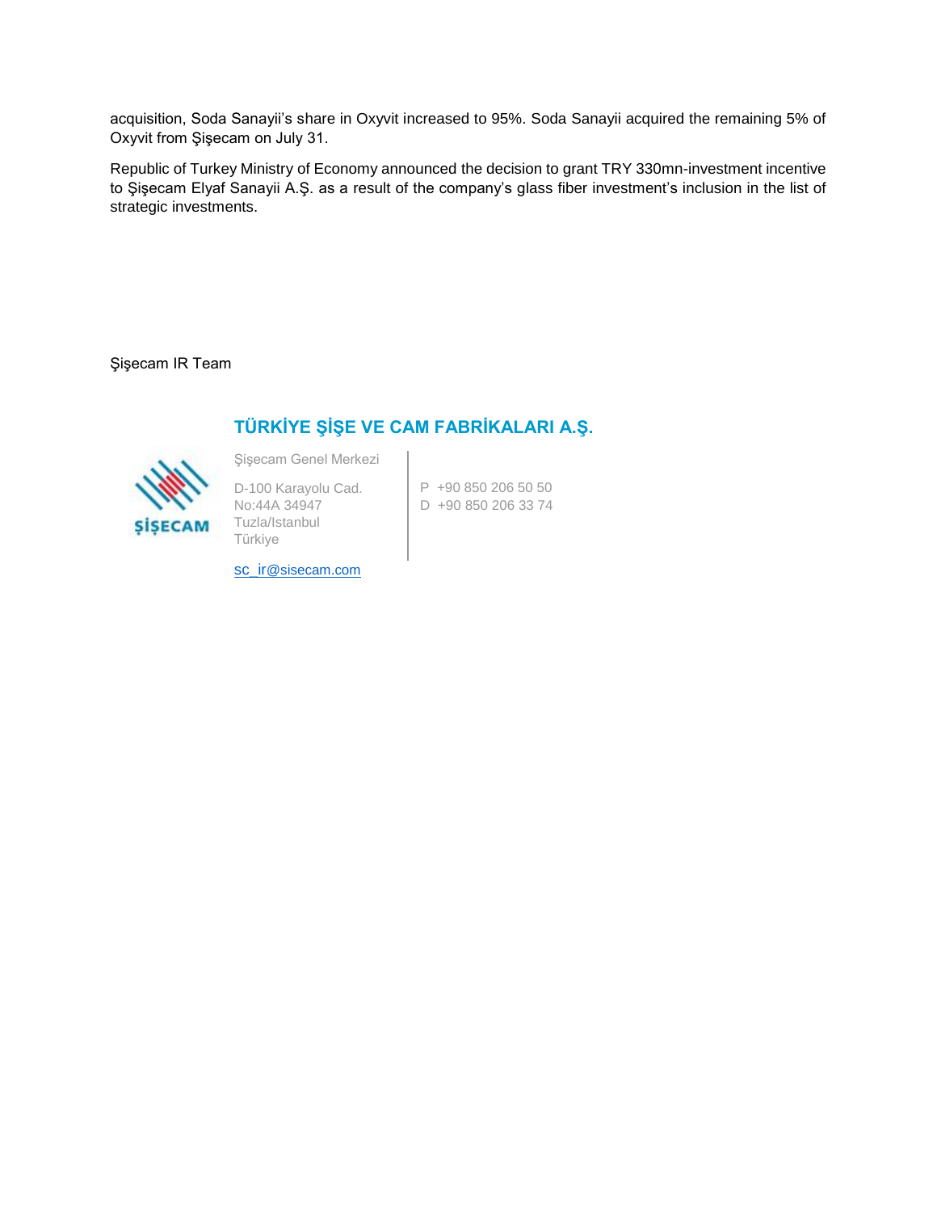acquisition, Soda Sanayii's share in Oxyvit increased to 95%. Soda Sanayii acquired the remaining 5% of Oxyvit from Şişecam on July 31.

Republic of Turkey Ministry of Economy announced the decision to grant TRY 330mn-investment incentive to Şişecam Elyaf Sanayii A.Ş. as a result of the company's glass fiber investment's inclusion in the list of strategic investments.

Şişecam IR Team

**TÜRKİYE ŞİŞE VE CAM FABRİKALARI A.Ş.**

ŞİŞECAM

Şişecam Genel Merkezi

D-100 Karayolu Cad.
No:44A 34947
Tuzla/Istanbul
Türkiye

P +90 850 206 50 50
D +90 850 206 33 74

sc_ir@sisecam.com